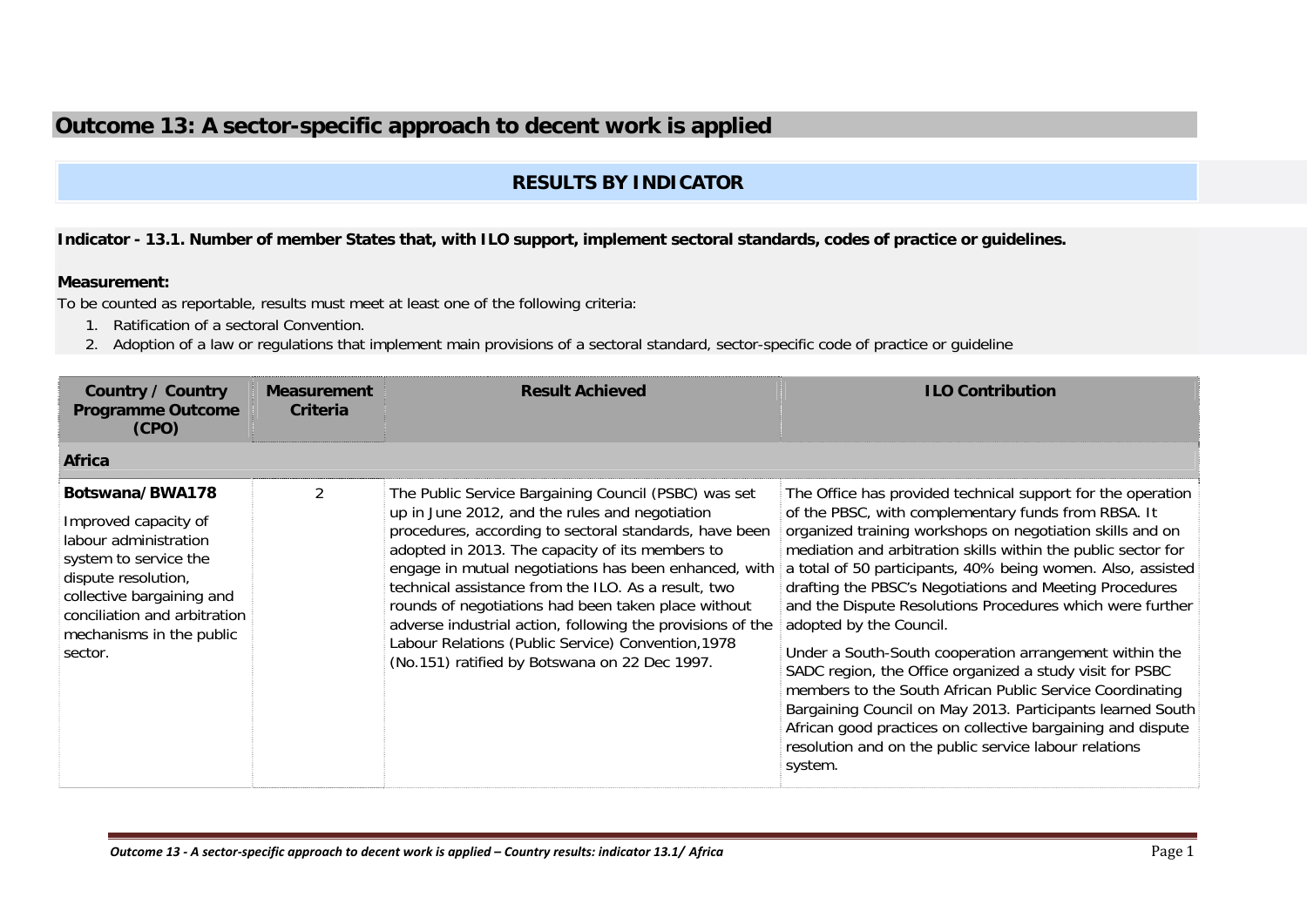# Outcome 13: A sector-specific approach to decent work is applied

## RESULTS BY INDICATOR

**Indicator - 13.1. Number of member States that, with ILO support, implement sectoral standards, codes of practice or guidelines.**

**Measurement:**

To be counted as reportable, results must meet at least one of the following criteria:

1. Ratification of a sectoral Convention.
2. Adoption of a law or regulations that implement main provisions of a sectoral standard, sector-specific code of practice or guideline

| Country / Country Programme Outcome (CPO) | Measurement Criteria | Result Achieved | ILO Contribution |
|---|---|---|---|
| **Africa** | | | |
| **Botswana/BWA178**<br><br>Improved capacity of labour administration system to service the dispute resolution, collective bargaining and conciliation and arbitration mechanisms in the public sector. | 2 | The Public Service Bargaining Council (PSBC) was set up in June 2012, and the rules and negotiation procedures, according to sectoral standards, have been adopted in 2013. The capacity of its members to engage in mutual negotiations has been enhanced, with technical assistance from the ILO. As a result, two rounds of negotiations had been taken place without adverse industrial action, following the provisions of the Labour Relations (Public Service) Convention,1978 (No.151) ratified by Botswana on 22 Dec 1997. | The Office has provided technical support for the operation of the PBSC, with complementary funds from RBSA. It organized training workshops on negotiation skills and on mediation and arbitration skills within the public sector for a total of 50 participants, 40% being women. Also, assisted drafting the PBSC's Negotiations and Meeting Procedures and the Dispute Resolutions Procedures which were further adopted by the Council.<br><br>Under a South-South cooperation arrangement within the SADC region, the Office organized a study visit for PSBC members to the South African Public Service Coordinating Bargaining Council on May 2013. Participants learned South African good practices on collective bargaining and dispute resolution and on the public service labour relations system. |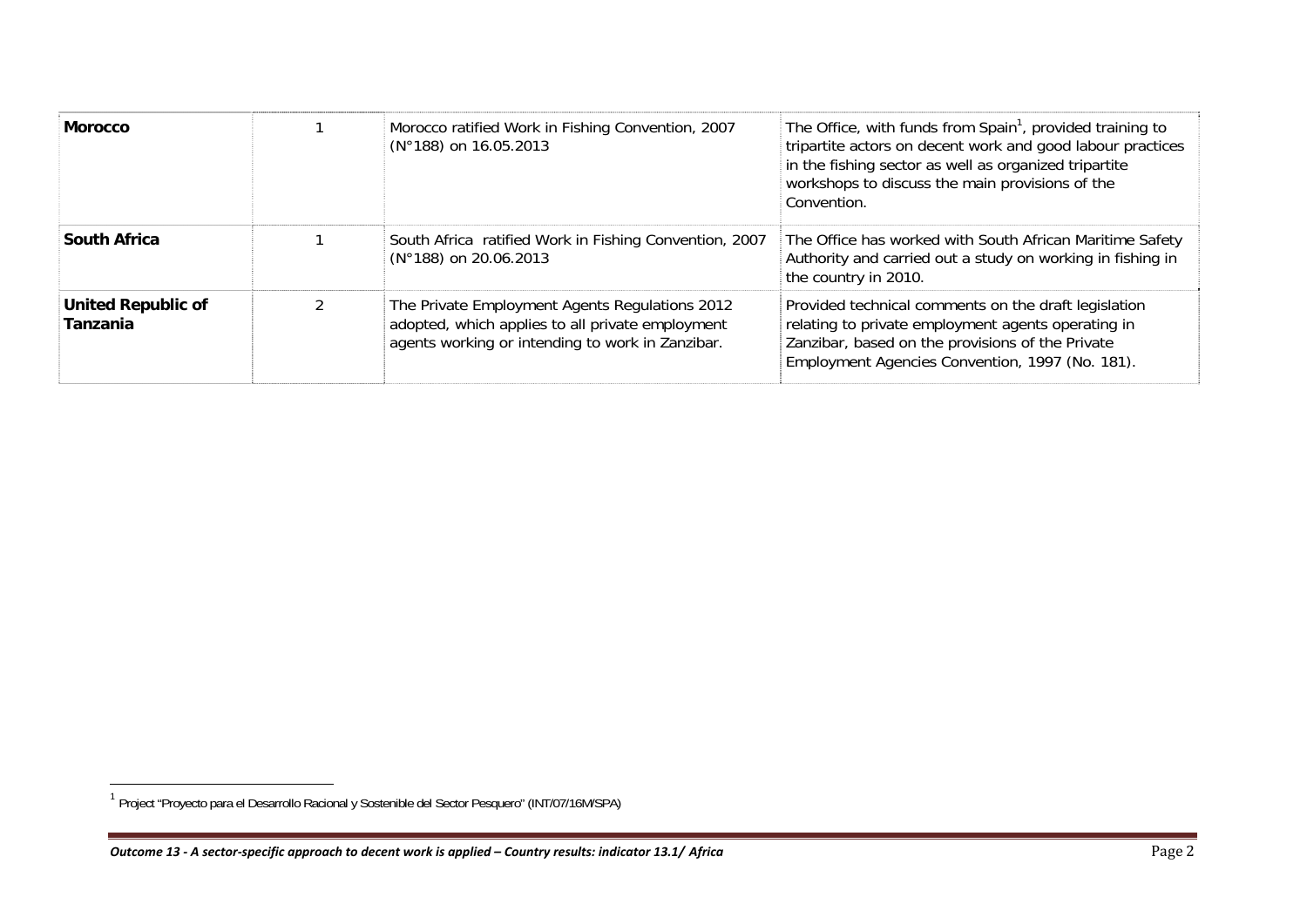| | | | |
|---|---|---|---|
| **Morocco** | 1 | Morocco ratified Work in Fishing Convention, 2007 (N°188) on 16.05.2013 | The Office, with funds from Spain[1], provided training to tripartite actors on decent work and good labour practices in the fishing sector as well as organized tripartite workshops to discuss the main provisions of the Convention. |
| **South Africa** | 1 | South Africa ratified Work in Fishing Convention, 2007 (N°188) on 20.06.2013 | The Office has worked with South African Maritime Safety Authority and carried out a study on working in fishing in the country in 2010. |
| **United Republic of Tanzania** | 2 | The Private Employment Agents Regulations 2012 adopted, which applies to all private employment agents working or intending to work in Zanzibar. | Provided technical comments on the draft legislation relating to private employment agents operating in Zanzibar, based on the provisions of the Private Employment Agencies Convention, 1997 (No. 181). |

[1] Project "Proyecto para el Desarrollo Racional y Sostenible del Sector Pesquero" (INT/07/16M/SPA)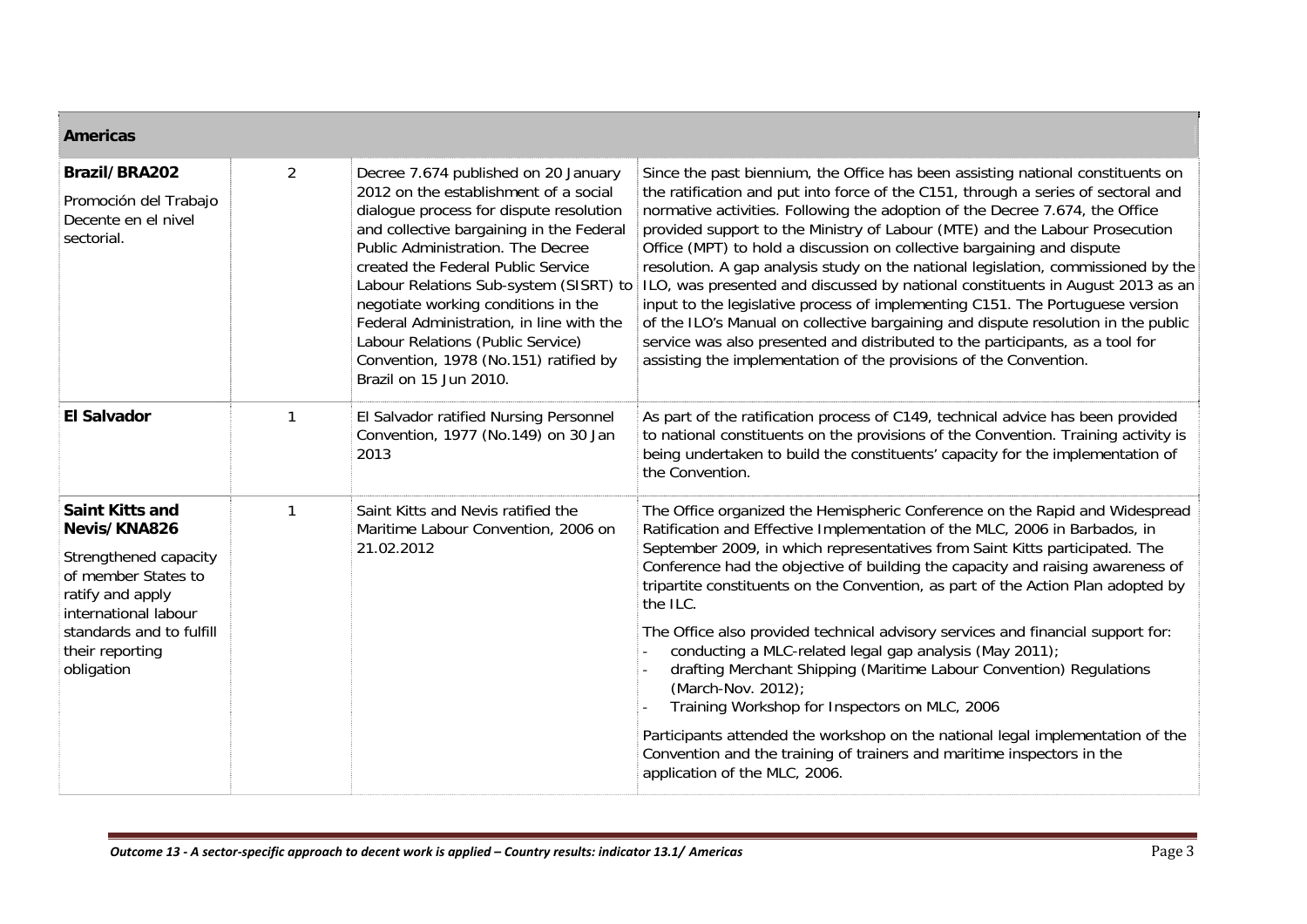| Americas | | | |
|---|---|---|---|
| **Brazil/BRA202**<br>Promoción del Trabajo Decente en el nivel sectorial. | 2 | Decree 7.674 published on 20 January 2012 on the establishment of a social dialogue process for dispute resolution and collective bargaining in the Federal Public Administration. The Decree created the Federal Public Service Labour Relations Sub-system (SISRT) to negotiate working conditions in the Federal Administration, in line with the Labour Relations (Public Service) Convention, 1978 (No.151) ratified by Brazil on 15 Jun 2010. | Since the past biennium, the Office has been assisting national constituents on the ratification and put into force of the C151, through a series of sectoral and normative activities. Following the adoption of the Decree 7.674, the Office provided support to the Ministry of Labour (MTE) and the Labour Prosecution Office (MPT) to hold a discussion on collective bargaining and dispute resolution. A gap analysis study on the national legislation, commissioned by the ILO, was presented and discussed by national constituents in August 2013 as an input to the legislative process of implementing C151. The Portuguese version of the ILO's Manual on collective bargaining and dispute resolution in the public service was also presented and distributed to the participants, as a tool for assisting the implementation of the provisions of the Convention. |
| **El Salvador** | 1 | El Salvador ratified Nursing Personnel Convention, 1977 (No.149) on 30 Jan 2013 | As part of the ratification process of C149, technical advice has been provided to national constituents on the provisions of the Convention. Training activity is being undertaken to build the constituents' capacity for the implementation of the Convention. |
| **Saint Kitts and Nevis/KNA826**<br>Strengthened capacity of member States to ratify and apply international labour standards and to fulfill their reporting obligation | 1 | Saint Kitts and Nevis ratified the Maritime Labour Convention, 2006 on 21.02.2012 | The Office organized the Hemispheric Conference on the Rapid and Widespread Ratification and Effective Implementation of the MLC, 2006 in Barbados, in September 2009, in which representatives from Saint Kitts participated. The Conference had the objective of building the capacity and raising awareness of tripartite constituents on the Convention, as part of the Action Plan adopted by the ILC.<br><br>The Office also provided technical advisory services and financial support for:<br>- conducting a MLC-related legal gap analysis (May 2011);<br>- drafting Merchant Shipping (Maritime Labour Convention) Regulations (March-Nov. 2012);<br>- Training Workshop for Inspectors on MLC, 2006<br><br>Participants attended the workshop on the national legal implementation of the Convention and the training of trainers and maritime inspectors in the application of the MLC, 2006. |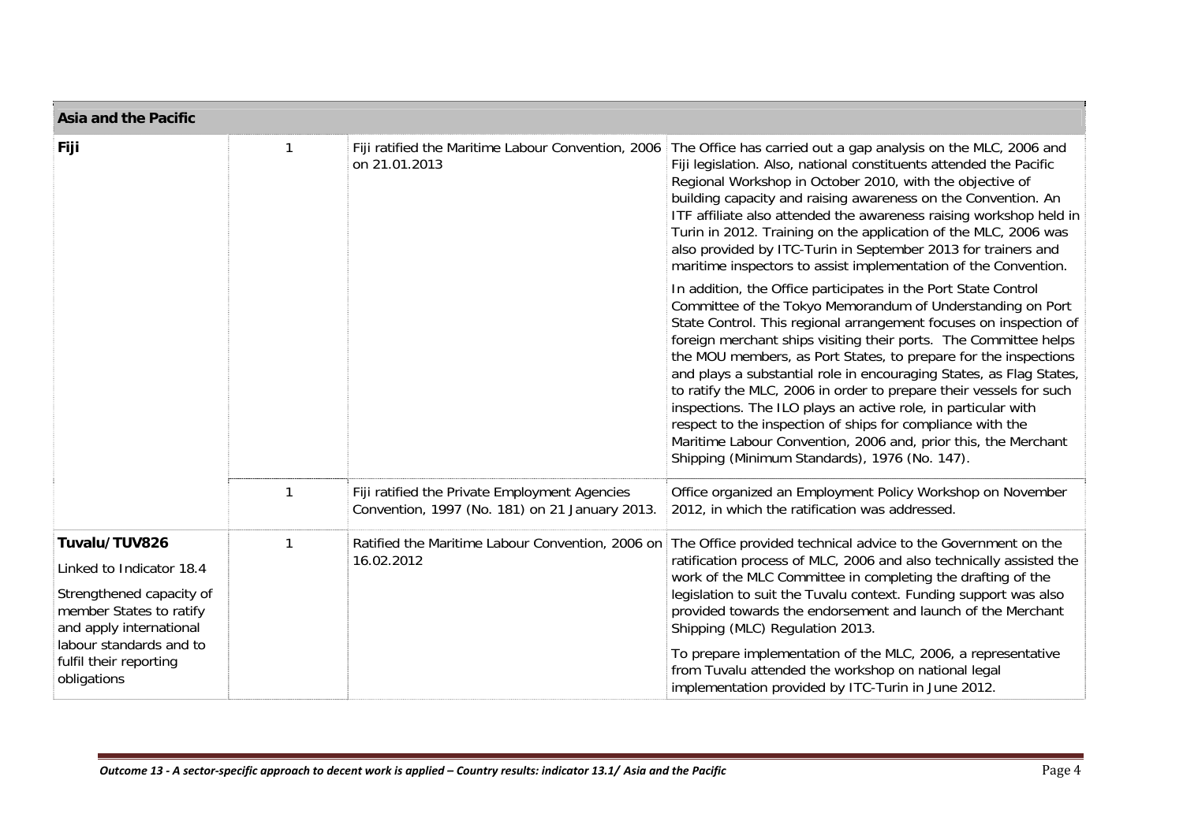| Asia and the Pacific | | | |
|---|---|---|---|
| **Fiji** | 1 | Fiji ratified the Maritime Labour Convention, 2006 on 21.01.2013 | The Office has carried out a gap analysis on the MLC, 2006 and Fiji legislation. Also, national constituents attended the Pacific Regional Workshop in October 2010, with the objective of building capacity and raising awareness on the Convention. An ITF affiliate also attended the awareness raising workshop held in Turin in 2012. Training on the application of the MLC, 2006 was also provided by ITC-Turin in September 2013 for trainers and maritime inspectors to assist implementation of the Convention.<br><br>In addition, the Office participates in the Port State Control Committee of the Tokyo Memorandum of Understanding on Port State Control. This regional arrangement focuses on inspection of foreign merchant ships visiting their ports. The Committee helps the MOU members, as Port States, to prepare for the inspections and plays a substantial role in encouraging States, as Flag States, to ratify the MLC, 2006 in order to prepare their vessels for such inspections. The ILO plays an active role, in particular with respect to the inspection of ships for compliance with the Maritime Labour Convention, 2006 and, prior this, the Merchant Shipping (Minimum Standards), 1976 (No. 147). |
| | 1 | Fiji ratified the Private Employment Agencies Convention, 1997 (No. 181) on 21 January 2013. | Office organized an Employment Policy Workshop on November 2012, in which the ratification was addressed. |
| **Tuvalu/TUV826**<br><br>Linked to Indicator 18.4<br><br>Strengthened capacity of member States to ratify and apply international labour standards and to fulfil their reporting obligations | 1 | Ratified the Maritime Labour Convention, 2006 on 16.02.2012 | The Office provided technical advice to the Government on the ratification process of MLC, 2006 and also technically assisted the work of the MLC Committee in completing the drafting of the legislation to suit the Tuvalu context. Funding support was also provided towards the endorsement and launch of the Merchant Shipping (MLC) Regulation 2013.<br><br>To prepare implementation of the MLC, 2006, a representative from Tuvalu attended the workshop on national legal implementation provided by ITC-Turin in June 2012. |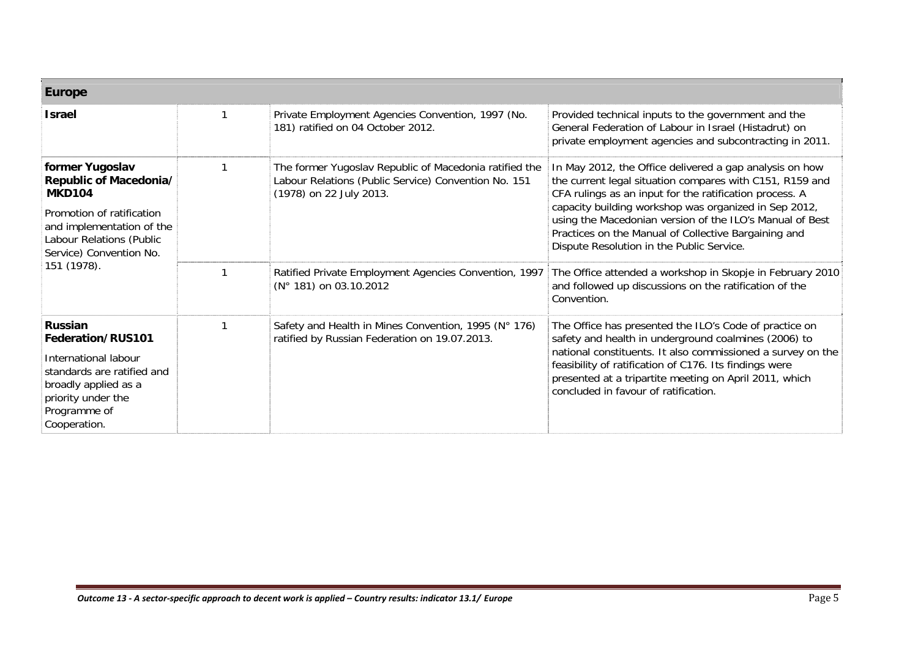| **Europe** | | | |
|---|---|---|---|
| **Israel** | 1 | Private Employment Agencies Convention, 1997 (No. 181) ratified on 04 October 2012. | Provided technical inputs to the government and the General Federation of Labour in Israel (Histadrut) on private employment agencies and subcontracting in 2011. |
| **former Yugoslav Republic of Macedonia/ MKD104**<br>Promotion of ratification and implementation of the Labour Relations (Public Service) Convention No. 151 (1978). | 1 | The former Yugoslav Republic of Macedonia ratified the Labour Relations (Public Service) Convention No. 151 (1978) on 22 July 2013. | In May 2012, the Office delivered a gap analysis on how the current legal situation compares with C151, R159 and CFA rulings as an input for the ratification process. A capacity building workshop was organized in Sep 2012, using the Macedonian version of the ILO's Manual of Best Practices on the Manual of Collective Bargaining and Dispute Resolution in the Public Service. |
| | 1 | Ratified Private Employment Agencies Convention, 1997 (N° 181) on 03.10.2012 | The Office attended a workshop in Skopje in February 2010 and followed up discussions on the ratification of the Convention. |
| **Russian Federation/RUS101**<br>International labour standards are ratified and broadly applied as a priority under the Programme of Cooperation. | 1 | Safety and Health in Mines Convention, 1995 (N° 176) ratified by Russian Federation on 19.07.2013. | The Office has presented the ILO's Code of practice on safety and health in underground coalmines (2006) to national constituents. It also commissioned a survey on the feasibility of ratification of C176. Its findings were presented at a tripartite meeting on April 2011, which concluded in favour of ratification. |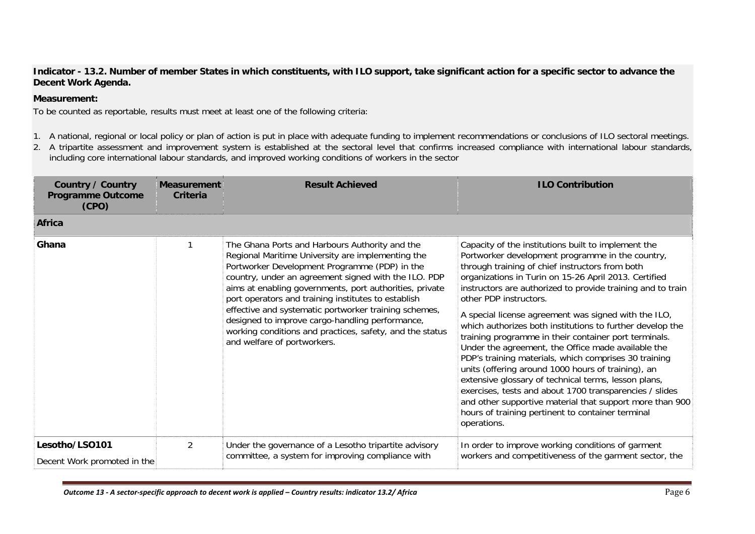**Indicator - 13.2. Number of member States in which constituents, with ILO support, take significant action for a specific sector to advance the Decent Work Agenda.**

**Measurement:**

To be counted as reportable, results must meet at least one of the following criteria:

1. A national, regional or local policy or plan of action is put in place with adequate funding to implement recommendations or conclusions of ILO sectoral meetings.
2. A tripartite assessment and improvement system is established at the sectoral level that confirms increased compliance with international labour standards, including core international labour standards, and improved working conditions of workers in the sector

| Country / Country Programme Outcome (CPO) | Measurement Criteria | Result Achieved | ILO Contribution |
|---|---|---|---|
| **Africa** | | | |
| **Ghana** | 1 | The Ghana Ports and Harbours Authority and the Regional Maritime University are implementing the Portworker Development Programme (PDP) in the country, under an agreement signed with the ILO. PDP aims at enabling governments, port authorities, private port operators and training institutes to establish effective and systematic portworker training schemes, designed to improve cargo-handling performance, working conditions and practices, safety, and the status and welfare of portworkers. | Capacity of the institutions built to implement the Portworker development programme in the country, through training of chief instructors from both organizations in Turin on 15-26 April 2013. Certified instructors are authorized to provide training and to train other PDP instructors.<br><br>A special license agreement was signed with the ILO, which authorizes both institutions to further develop the training programme in their container port terminals. Under the agreement, the Office made available the PDP's training materials, which comprises 30 training units (offering around 1000 hours of training), an extensive glossary of technical terms, lesson plans, exercises, tests and about 1700 transparencies / slides and other supportive material that support more than 900 hours of training pertinent to container terminal operations. |
| **Lesotho/LSO101**<br>Decent Work promoted in the | 2 | Under the governance of a Lesotho tripartite advisory committee, a system for improving compliance with | In order to improve working conditions of garment workers and competitiveness of the garment sector, the |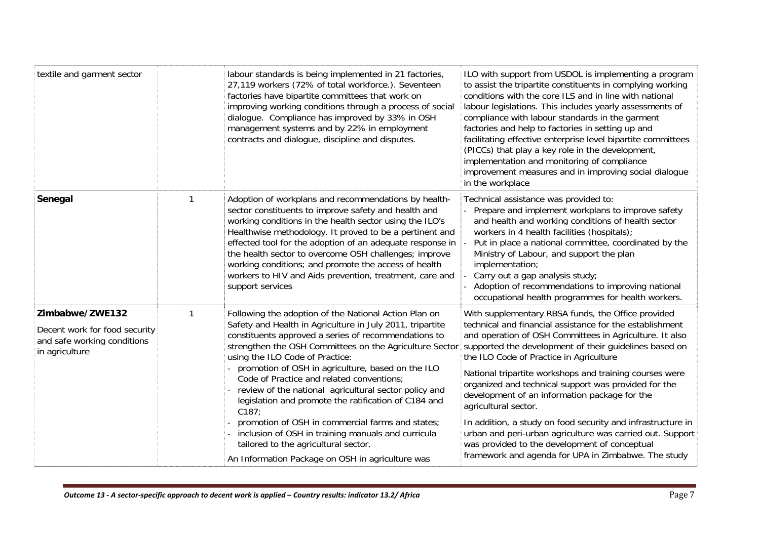| | | | |
|---|---|---|---|
| textile and garment sector | | labour standards is being implemented in 21 factories, 27,119 workers (72% of total workforce.). Seventeen factories have bipartite committees that work on improving working conditions through a process of social dialogue. Compliance has improved by 33% in OSH management systems and by 22% in employment contracts and dialogue, discipline and disputes. | ILO with support from USDOL is implementing a program to assist the tripartite constituents in complying working conditions with the core ILS and in line with national labour legislations. This includes yearly assessments of compliance with labour standards in the garment factories and help to factories in setting up and facilitating effective enterprise level bipartite committees (PICCs) that play a key role in the development, implementation and monitoring of compliance improvement measures and in improving social dialogue in the workplace |
| **Senegal** | 1 | Adoption of workplans and recommendations by health-sector constituents to improve safety and health and working conditions in the health sector using the ILO's Healthwise methodology. It proved to be a pertinent and effected tool for the adoption of an adequate response in the health sector to overcome OSH challenges; improve working conditions; and promote the access of health workers to HIV and Aids prevention, treatment, care and support services | Technical assistance was provided to:<br>- Prepare and implement workplans to improve safety and health and working conditions of health sector workers in 4 health facilities (hospitals);<br>- Put in place a national committee, coordinated by the Ministry of Labour, and support the plan implementation;<br>- Carry out a gap analysis study;<br>- Adoption of recommendations to improving national occupational health programmes for health workers. |
| **Zimbabwe/ZWE132**<br>Decent work for food security and safe working conditions in agriculture | 1 | Following the adoption of the National Action Plan on Safety and Health in Agriculture in July 2011, tripartite constituents approved a series of recommendations to strengthen the OSH Committees on the Agriculture Sector using the ILO Code of Practice:<br>- promotion of OSH in agriculture, based on the ILO Code of Practice and related conventions;<br>- review of the national agricultural sector policy and legislation and promote the ratification of C184 and C187;<br>- promotion of OSH in commercial farms and states;<br>- inclusion of OSH in training manuals and curricula tailored to the agricultural sector.<br>An Information Package on OSH in agriculture was | With supplementary RBSA funds, the Office provided technical and financial assistance for the establishment and operation of OSH Committees in Agriculture. It also supported the development of their guidelines based on the ILO Code of Practice in Agriculture<br>National tripartite workshops and training courses were organized and technical support was provided for the development of an information package for the agricultural sector.<br>In addition, a study on food security and infrastructure in urban and peri-urban agriculture was carried out. Support was provided to the development of conceptual framework and agenda for UPA in Zimbabwe. The study |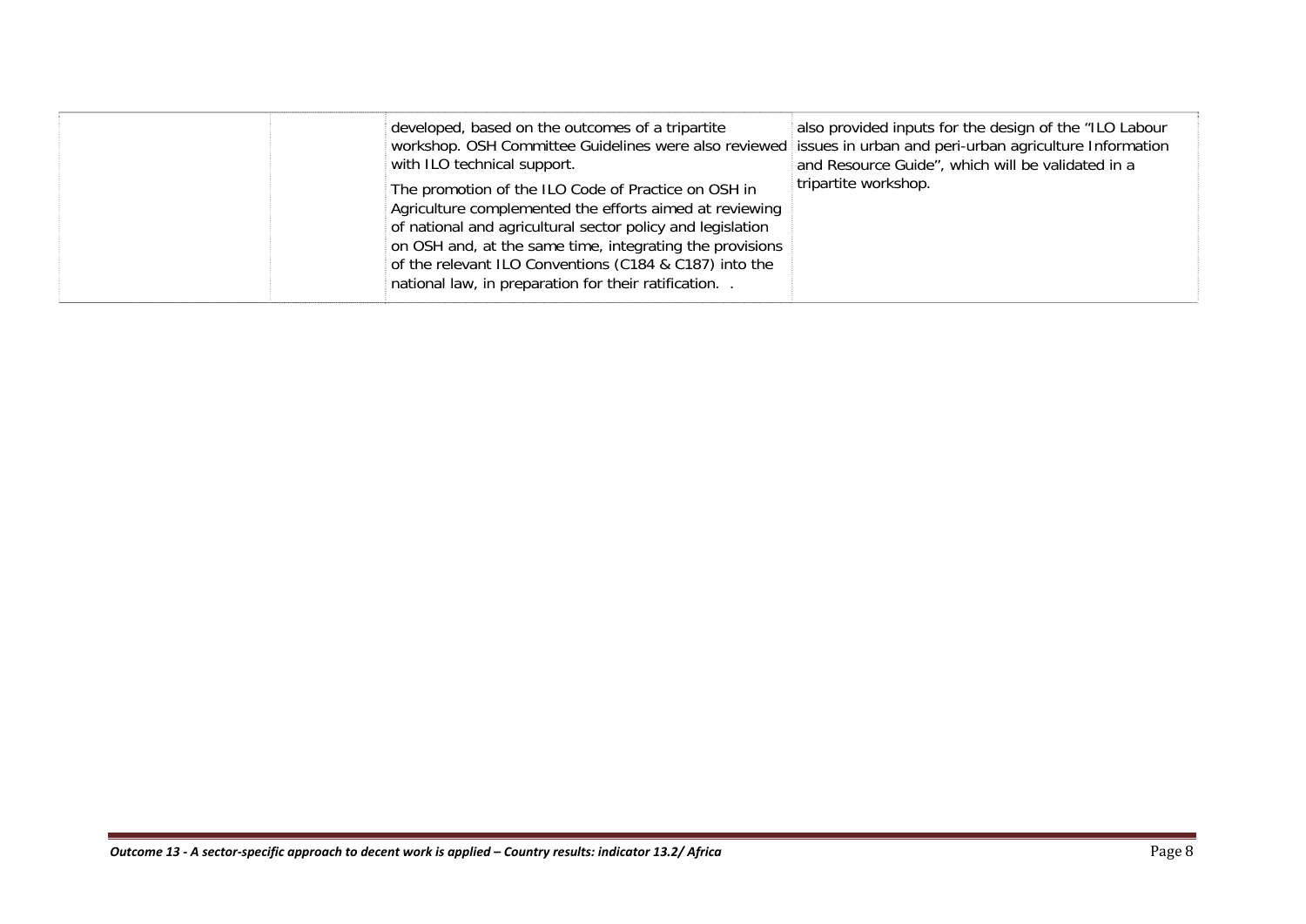| | | | |
|---|---|---|---|
| | | developed, based on the outcomes of a tripartite workshop. OSH Committee Guidelines were also reviewed with ILO technical support.<br><br>The promotion of the ILO Code of Practice on OSH in Agriculture complemented the efforts aimed at reviewing of national and agricultural sector policy and legislation on OSH and, at the same time, integrating the provisions of the relevant ILO Conventions (C184 & C187) into the national law, in preparation for their ratification. . | also provided inputs for the design of the "ILO Labour issues in urban and peri-urban agriculture Information and Resource Guide", which will be validated in a tripartite workshop. |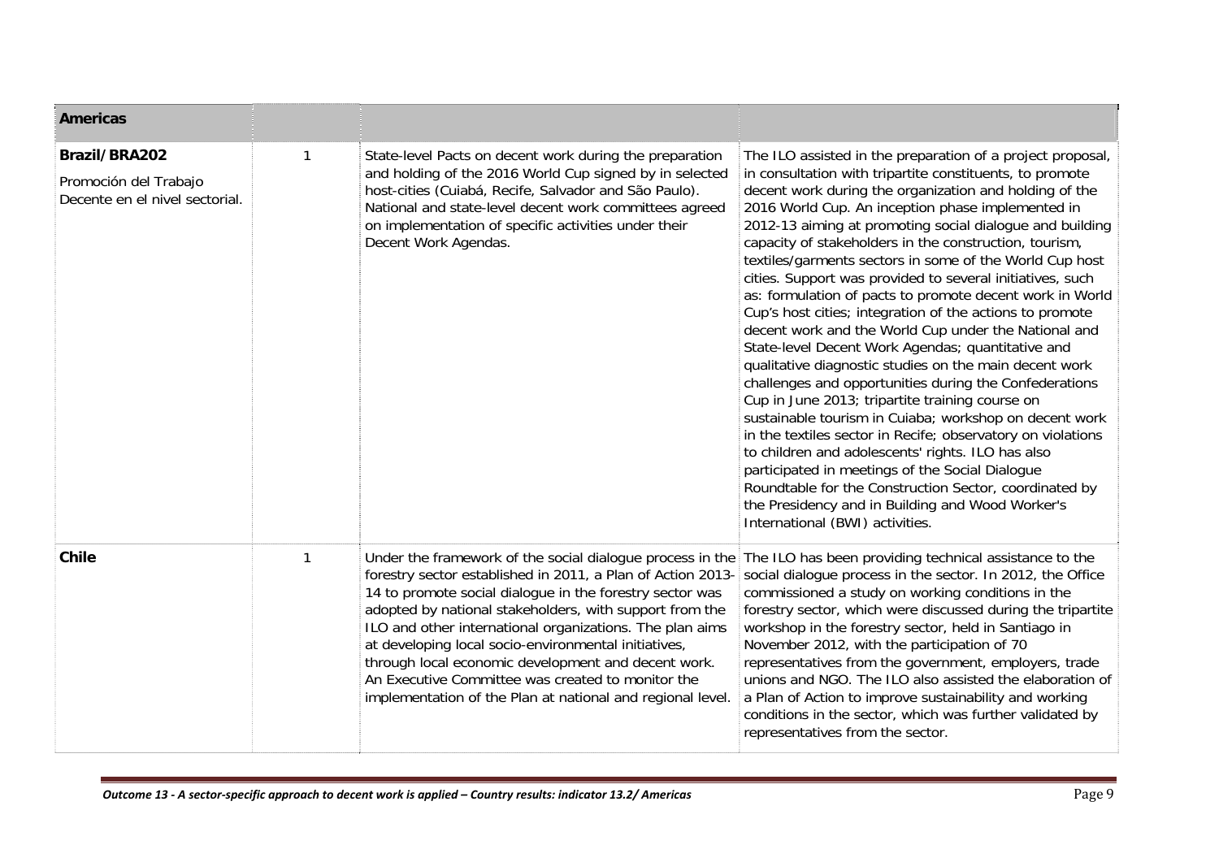| Americas | | | |
|---|---|---|---|
| **Brazil/BRA202**<br>Promoción del Trabajo Decente en el nivel sectorial. | 1 | State-level Pacts on decent work during the preparation and holding of the 2016 World Cup signed by in selected host-cities (Cuiabá, Recife, Salvador and São Paulo). National and state-level decent work committees agreed on implementation of specific activities under their Decent Work Agendas. | The ILO assisted in the preparation of a project proposal, in consultation with tripartite constituents, to promote decent work during the organization and holding of the 2016 World Cup. An inception phase implemented in 2012-13 aiming at promoting social dialogue and building capacity of stakeholders in the construction, tourism, textiles/garments sectors in some of the World Cup host cities. Support was provided to several initiatives, such as: formulation of pacts to promote decent work in World Cup's host cities; integration of the actions to promote decent work and the World Cup under the National and State-level Decent Work Agendas; quantitative and qualitative diagnostic studies on the main decent work challenges and opportunities during the Confederations Cup in June 2013; tripartite training course on sustainable tourism in Cuiaba; workshop on decent work in the textiles sector in Recife; observatory on violations to children and adolescents' rights. ILO has also participated in meetings of the Social Dialogue Roundtable for the Construction Sector, coordinated by the Presidency and in Building and Wood Worker's International (BWI) activities. |
| **Chile** | 1 | Under the framework of the social dialogue process in the forestry sector established in 2011, a Plan of Action 2013-14 to promote social dialogue in the forestry sector was adopted by national stakeholders, with support from the ILO and other international organizations. The plan aims at developing local socio-environmental initiatives, through local economic development and decent work. An Executive Committee was created to monitor the implementation of the Plan at national and regional level. | The ILO has been providing technical assistance to the social dialogue process in the sector. In 2012, the Office commissioned a study on working conditions in the forestry sector, which were discussed during the tripartite workshop in the forestry sector, held in Santiago in November 2012, with the participation of 70 representatives from the government, employers, trade unions and NGO. The ILO also assisted the elaboration of a Plan of Action to improve sustainability and working conditions in the sector, which was further validated by representatives from the sector. |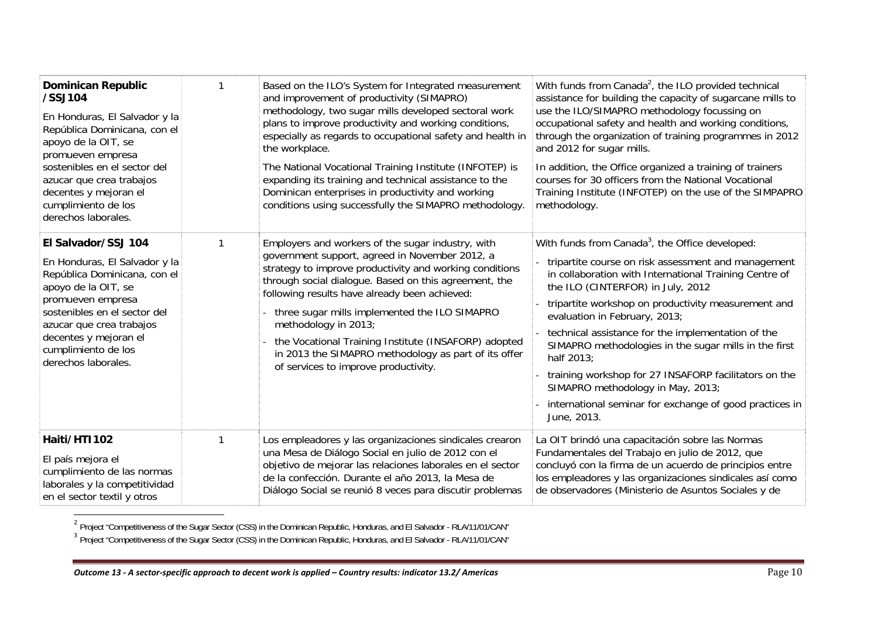| | | | |
|---|---|---|---|
| **Dominican Republic /SSJ104**<br><br>En Honduras, El Salvador y la República Dominicana, con el apoyo de la OIT, se promueven empresa sostenibles en el sector del azucar que crea trabajos decentes y mejoran el cumplimiento de los derechos laborales. | 1 | Based on the ILO's System for Integrated measurement and improvement of productivity (SIMAPRO) methodology, two sugar mills developed sectoral work plans to improve productivity and working conditions, especially as regards to occupational safety and health in the workplace.<br><br>The National Vocational Training Institute (INFOTEP) is expanding its training and technical assistance to the Dominican enterprises in productivity and working conditions using successfully the SIMAPRO methodology. | With funds from Canada[2], the ILO provided technical assistance for building the capacity of sugarcane mills to use the ILO/SIMAPRO methodology focussing on occupational safety and health and working conditions, through the organization of training programmes in 2012 and 2012 for sugar mills.<br><br>In addition, the Office organized a training of trainers courses for 30 officers from the National Vocational Training Institute (INFOTEP) on the use of the SIMPAPRO methodology. |
| **El Salvador/SSJ 104**<br><br>En Honduras, El Salvador y la República Dominicana, con el apoyo de la OIT, se promueven empresa sostenibles en el sector del azucar que crea trabajos decentes y mejoran el cumplimiento de los derechos laborales. | 1 | Employers and workers of the sugar industry, with government support, agreed in November 2012, a strategy to improve productivity and working conditions through social dialogue. Based on this agreement, the following results have already been achieved:<br>- three sugar mills implemented the ILO SIMAPRO methodology in 2013;<br>- the Vocational Training Institute (INSAFORP) adopted in 2013 the SIMAPRO methodology as part of its offer of services to improve productivity. | With funds from Canada[3], the Office developed:<br>- tripartite course on risk assessment and management in collaboration with International Training Centre of the ILO (CINTERFOR) in July, 2012<br>- tripartite workshop on productivity measurement and evaluation in February, 2013;<br>- technical assistance for the implementation of the SIMAPRO methodologies in the sugar mills in the first half 2013;<br>- training workshop for 27 INSAFORP facilitators on the SIMAPRO methodology in May, 2013;<br>- international seminar for exchange of good practices in June, 2013. |
| **Haiti/HTI102**<br><br>El país mejora el cumplimiento de las normas laborales y la competitividad en el sector textil y otros | 1 | Los empleadores y las organizaciones sindicales crearon una Mesa de Diálogo Social en julio de 2012 con el objetivo de mejorar las relaciones laborales en el sector de la confección. Durante el año 2013, la Mesa de Diálogo Social se reunió 8 veces para discutir problemas | La OIT brindó una capacitación sobre las Normas Fundamentales del Trabajo en julio de 2012, que concluyó con la firma de un acuerdo de principios entre los empleadores y las organizaciones sindicales así como de observadores (Ministerio de Asuntos Sociales y de |

[2] Project "Competitiveness of the Sugar Sector (CSS) in the Dominican Republic, Honduras, and El Salvador - RLA/11/01/CAN"

[3] Project "Competitiveness of the Sugar Sector (CSS) in the Dominican Republic, Honduras, and El Salvador - RLA/11/01/CAN"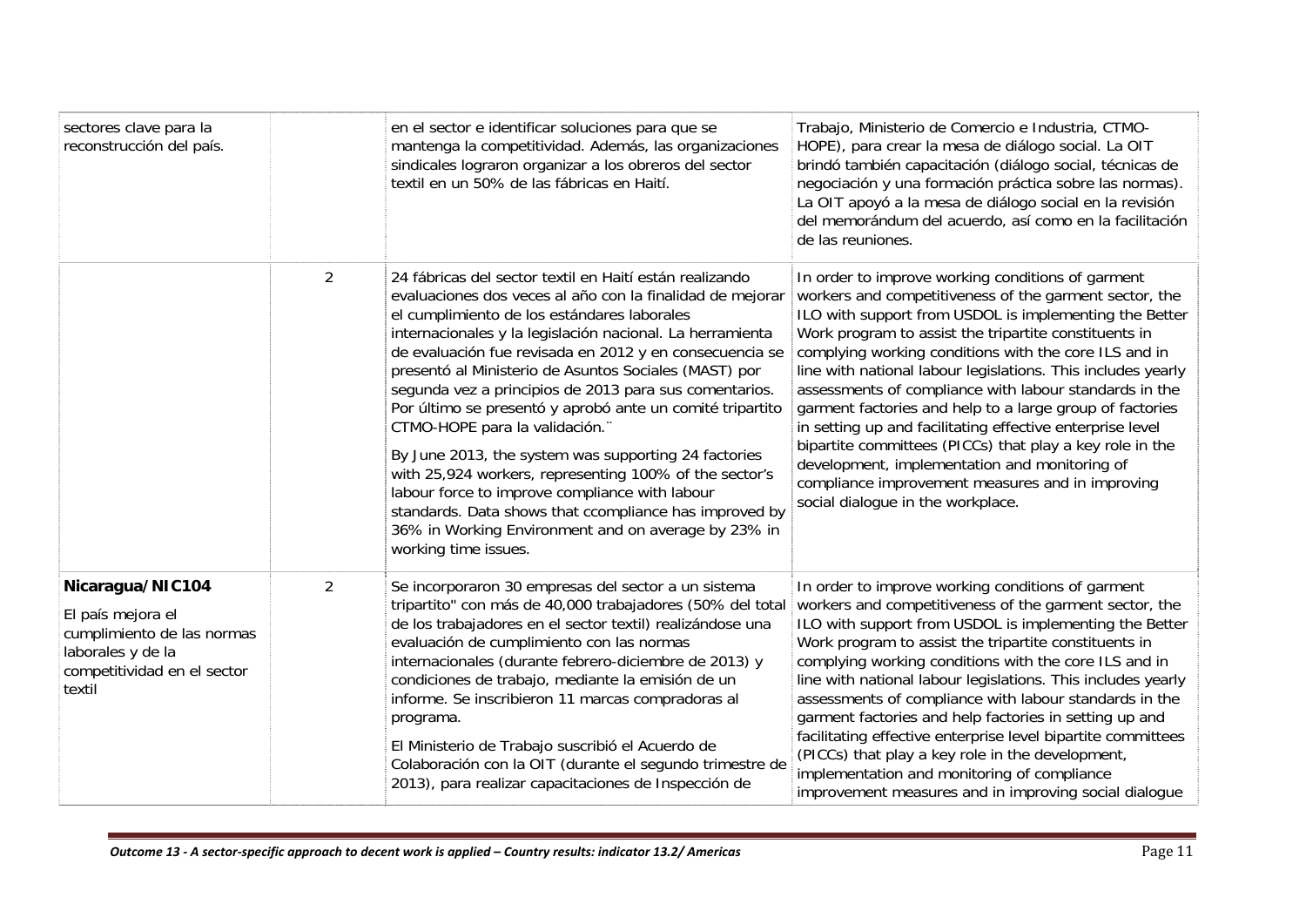| | | | |
|---|---|---|---|
| sectores clave para la reconstrucción del país. | | en el sector e identificar soluciones para que se mantenga la competitividad. Además, las organizaciones sindicales lograron organizar a los obreros del sector textil en un 50% de las fábricas en Haití. | Trabajo, Ministerio de Comercio e Industria, CTMO-HOPE), para crear la mesa de diálogo social. La OIT brindó también capacitación (diálogo social, técnicas de negociación y una formación práctica sobre las normas). La OIT apoyó a la mesa de diálogo social en la revisión del memorándum del acuerdo, así como en la facilitación de las reuniones. |
| | 2 | 24 fábricas del sector textil en Haití están realizando evaluaciones dos veces al año con la finalidad de mejorar el cumplimiento de los estándares laborales internacionales y la legislación nacional. La herramienta de evaluación fue revisada en 2012 y en consecuencia se presentó al Ministerio de Asuntos Sociales (MAST) por segunda vez a principios de 2013 para sus comentarios. Por último se presentó y aprobó ante un comité tripartito CTMO-HOPE para la validación.¨<br><br>By June 2013, the system was supporting 24 factories with 25,924 workers, representing 100% of the sector's labour force to improve compliance with labour standards. Data shows that ccompliance has improved by 36% in Working Environment and on average by 23% in working time issues. | In order to improve working conditions of garment workers and competitiveness of the garment sector, the ILO with support from USDOL is implementing the Better Work program to assist the tripartite constituents in complying working conditions with the core ILS and in line with national labour legislations. This includes yearly assessments of compliance with labour standards in the garment factories and help to a large group of factories in setting up and facilitating effective enterprise level bipartite committees (PICCs) that play a key role in the development, implementation and monitoring of compliance improvement measures and in improving social dialogue in the workplace. |
| **Nicaragua/NIC104**<br><br>El país mejora el cumplimiento de las normas laborales y de la competitividad en el sector textil | 2 | Se incorporaron 30 empresas del sector a un sistema tripartito" con más de 40,000 trabajadores (50% del total de los trabajadores en el sector textil) realizándose una evaluación de cumplimiento con las normas internacionales (durante febrero-diciembre de 2013) y condiciones de trabajo, mediante la emisión de un informe. Se inscribieron 11 marcas compradoras al programa.<br><br>El Ministerio de Trabajo suscribió el Acuerdo de Colaboración con la OIT (durante el segundo trimestre de 2013), para realizar capacitaciones de Inspección de | In order to improve working conditions of garment workers and competitiveness of the garment sector, the ILO with support from USDOL is implementing the Better Work program to assist the tripartite constituents in complying working conditions with the core ILS and in line with national labour legislations. This includes yearly assessments of compliance with labour standards in the garment factories and help factories in setting up and facilitating effective enterprise level bipartite committees (PICCs) that play a key role in the development, implementation and monitoring of compliance improvement measures and in improving social dialogue |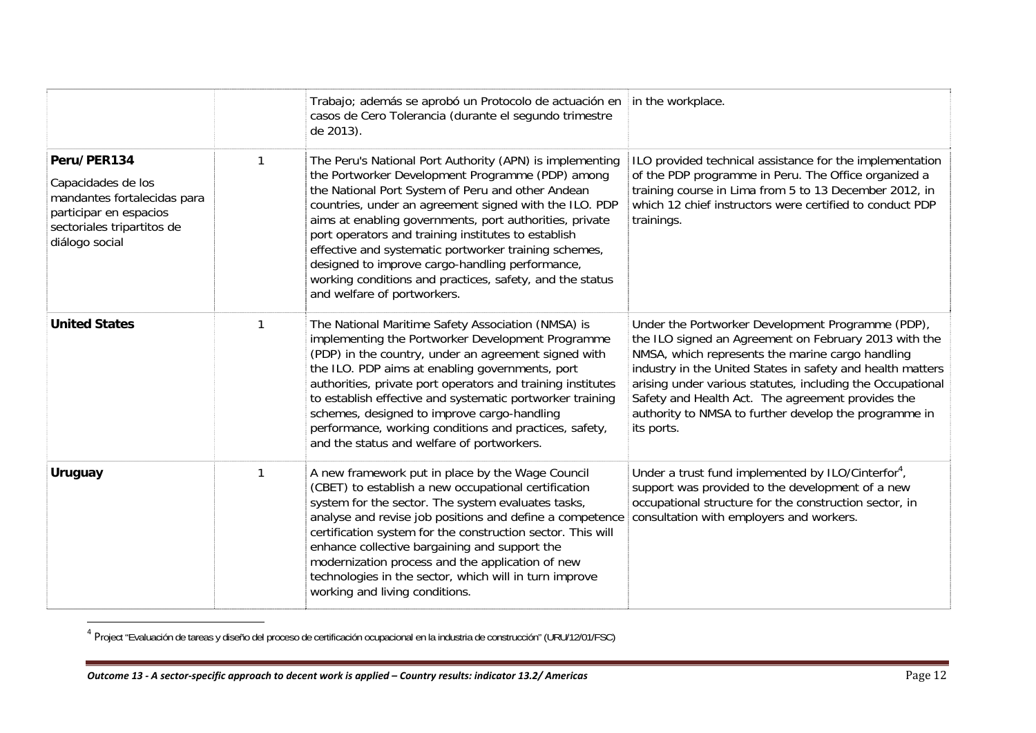|  |  |  |  |
|---|---|---|---|
|  |  | Trabajo; además se aprobó un Protocolo de actuación en casos de Cero Tolerancia (durante el segundo trimestre de 2013). | in the workplace. |
| **Peru/PER134**<br>Capacidades de los mandantes fortalecidas para participar en espacios sectoriales tripartitos de diálogo social | 1 | The Peru's National Port Authority (APN) is implementing the Portworker Development Programme (PDP) among the National Port System of Peru and other Andean countries, under an agreement signed with the ILO. PDP aims at enabling governments, port authorities, private port operators and training institutes to establish effective and systematic portworker training schemes, designed to improve cargo-handling performance, working conditions and practices, safety, and the status and welfare of portworkers. | ILO provided technical assistance for the implementation of the PDP programme in Peru. The Office organized a training course in Lima from 5 to 13 December 2012, in which 12 chief instructors were certified to conduct PDP trainings. |
| **United States** | 1 | The National Maritime Safety Association (NMSA) is implementing the Portworker Development Programme (PDP) in the country, under an agreement signed with the ILO. PDP aims at enabling governments, port authorities, private port operators and training institutes to establish effective and systematic portworker training schemes, designed to improve cargo-handling performance, working conditions and practices, safety, and the status and welfare of portworkers. | Under the Portworker Development Programme (PDP), the ILO signed an Agreement on February 2013 with the NMSA, which represents the marine cargo handling industry in the United States in safety and health matters arising under various statutes, including the Occupational Safety and Health Act. The agreement provides the authority to NMSA to further develop the programme in its ports. |
| **Uruguay** | 1 | A new framework put in place by the Wage Council (CBET) to establish a new occupational certification system for the sector. The system evaluates tasks, analyse and revise job positions and define a competence certification system for the construction sector. This will enhance collective bargaining and support the modernization process and the application of new technologies in the sector, which will in turn improve working and living conditions. | Under a trust fund implemented by ILO/Cinterfor[4], support was provided to the development of a new occupational structure for the construction sector, in consultation with employers and workers. |

[4] Project "Evaluación de tareas y diseño del proceso de certificación ocupacional en la industria de construcción" (URU/12/01/FSC)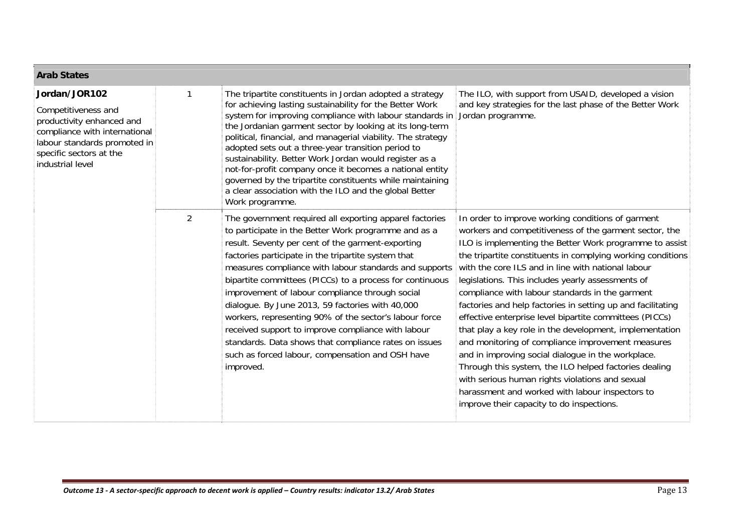| Arab States | | | |
|---|---|---|---|
| **Jordan/JOR102**<br><br>Competitiveness and productivity enhanced and compliance with international labour standards promoted in specific sectors at the industrial level | 1 | The tripartite constituents in Jordan adopted a strategy for achieving lasting sustainability for the Better Work system for improving compliance with labour standards in the Jordanian garment sector by looking at its long-term political, financial, and managerial viability. The strategy adopted sets out a three-year transition period to sustainability. Better Work Jordan would register as a not-for-profit company once it becomes a national entity governed by the tripartite constituents while maintaining a clear association with the ILO and the global Better Work programme. | The ILO, with support from USAID, developed a vision and key strategies for the last phase of the Better Work Jordan programme. |
| | 2 | The government required all exporting apparel factories to participate in the Better Work programme and as a result. Seventy per cent of the garment-exporting factories participate in the tripartite system that measures compliance with labour standards and supports bipartite committees (PICCs) to a process for continuous improvement of labour compliance through social dialogue. By June 2013, 59 factories with 40,000 workers, representing 90% of the sector's labour force received support to improve compliance with labour standards. Data shows that compliance rates on issues such as forced labour, compensation and OSH have improved. | In order to improve working conditions of garment workers and competitiveness of the garment sector, the ILO is implementing the Better Work programme to assist the tripartite constituents in complying working conditions with the core ILS and in line with national labour legislations. This includes yearly assessments of compliance with labour standards in the garment factories and help factories in setting up and facilitating effective enterprise level bipartite committees (PICCs) that play a key role in the development, implementation and monitoring of compliance improvement measures and in improving social dialogue in the workplace. Through this system, the ILO helped factories dealing with serious human rights violations and sexual harassment and worked with labour inspectors to improve their capacity to do inspections. |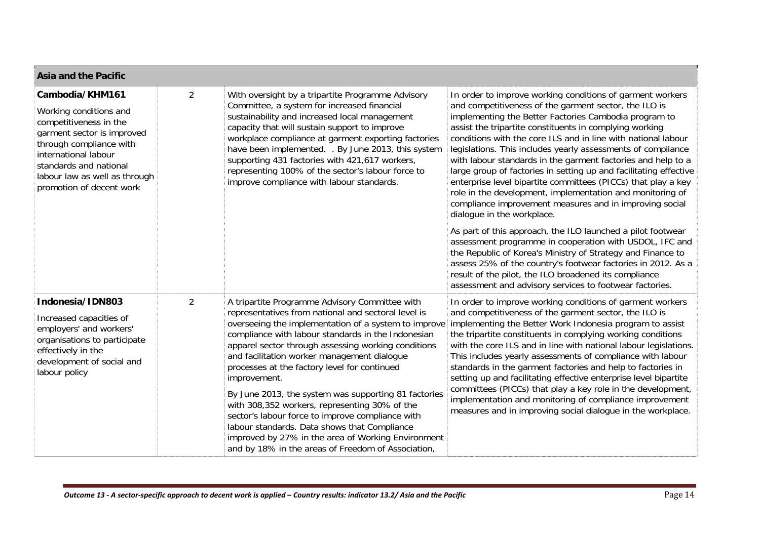| Asia and the Pacific | | | |
|---|---|---|---|
| **Cambodia/KHM161**<br><br>Working conditions and competitiveness in the garment sector is improved through compliance with international labour standards and national labour law as well as through promotion of decent work | 2 | With oversight by a tripartite Programme Advisory Committee, a system for increased financial sustainability and increased local management capacity that will sustain support to improve workplace compliance at garment exporting factories have been implemented. . By June 2013, this system supporting 431 factories with 421,617 workers, representing 100% of the sector's labour force to improve compliance with labour standards. | In order to improve working conditions of garment workers and competitiveness of the garment sector, the ILO is implementing the Better Factories Cambodia program to assist the tripartite constituents in complying working conditions with the core ILS and in line with national labour legislations. This includes yearly assessments of compliance with labour standards in the garment factories and help to a large group of factories in setting up and facilitating effective enterprise level bipartite committees (PICCs) that play a key role in the development, implementation and monitoring of compliance improvement measures and in improving social dialogue in the workplace.<br><br>As part of this approach, the ILO launched a pilot footwear assessment programme in cooperation with USDOL, IFC and the Republic of Korea's Ministry of Strategy and Finance to assess 25% of the country's footwear factories in 2012. As a result of the pilot, the ILO broadened its compliance assessment and advisory services to footwear factories. |
| **Indonesia/IDN803**<br><br>Increased capacities of employers' and workers' organisations to participate effectively in the development of social and labour policy | 2 | A tripartite Programme Advisory Committee with representatives from national and sectoral level is overseeing the implementation of a system to improve compliance with labour standards in the Indonesian apparel sector through assessing working conditions and facilitation worker management dialogue processes at the factory level for continued improvement.<br><br>By June 2013, the system was supporting 81 factories with 308,352 workers, representing 30% of the sector's labour force to improve compliance with labour standards. Data shows that Compliance improved by 27% in the area of Working Environment and by 18% in the areas of Freedom of Association, | In order to improve working conditions of garment workers and competitiveness of the garment sector, the ILO is implementing the Better Work Indonesia program to assist the tripartite constituents in complying working conditions with the core ILS and in line with national labour legislations. This includes yearly assessments of compliance with labour standards in the garment factories and help to factories in setting up and facilitating effective enterprise level bipartite committees (PICCs) that play a key role in the development, implementation and monitoring of compliance improvement measures and in improving social dialogue in the workplace. |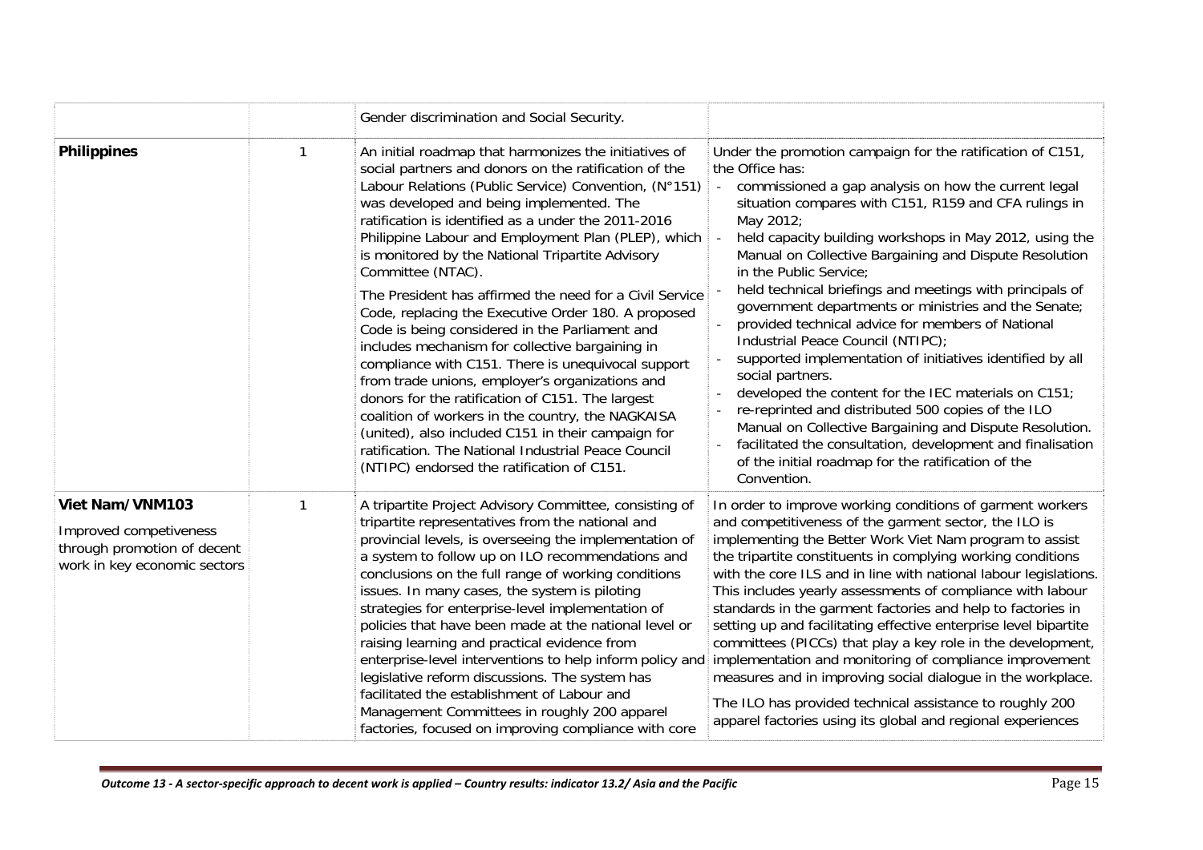| | | | |
|---|---|---|---|
| | | Gender discrimination and Social Security. | |
| **Philippines** | 1 | An initial roadmap that harmonizes the initiatives of social partners and donors on the ratification of the Labour Relations (Public Service) Convention, (N°151) was developed and being implemented. The ratification is identified as a under the 2011-2016 Philippine Labour and Employment Plan (PLEP), which is monitored by the National Tripartite Advisory Committee (NTAC).<br><br>The President has affirmed the need for a Civil Service Code, replacing the Executive Order 180. A proposed Code is being considered in the Parliament and includes mechanism for collective bargaining in compliance with C151. There is unequivocal support from trade unions, employer's organizations and donors for the ratification of C151. The largest coalition of workers in the country, the NAGKAISA (united), also included C151 in their campaign for ratification. The National Industrial Peace Council (NTIPC) endorsed the ratification of C151. | Under the promotion campaign for the ratification of C151, the Office has:<br>- commissioned a gap analysis on how the current legal situation compares with C151, R159 and CFA rulings in May 2012;<br>- held capacity building workshops in May 2012, using the Manual on Collective Bargaining and Dispute Resolution in the Public Service;<br>- held technical briefings and meetings with principals of government departments or ministries and the Senate;<br>- provided technical advice for members of National Industrial Peace Council (NTIPC);<br>- supported implementation of initiatives identified by all social partners.<br>- developed the content for the IEC materials on C151;<br>- re-reprinted and distributed 500 copies of the ILO Manual on Collective Bargaining and Dispute Resolution.<br>- facilitated the consultation, development and finalisation of the initial roadmap for the ratification of the Convention. |
| **Viet Nam/VNM103**<br>Improved competiveness through promotion of decent work in key economic sectors | 1 | A tripartite Project Advisory Committee, consisting of tripartite representatives from the national and provincial levels, is overseeing the implementation of a system to follow up on ILO recommendations and conclusions on the full range of working conditions issues. In many cases, the system is piloting strategies for enterprise-level implementation of policies that have been made at the national level or raising learning and practical evidence from enterprise-level interventions to help inform policy and legislative reform discussions. The system has facilitated the establishment of Labour and Management Committees in roughly 200 apparel factories, focused on improving compliance with core | In order to improve working conditions of garment workers and competitiveness of the garment sector, the ILO is implementing the Better Work Viet Nam program to assist the tripartite constituents in complying working conditions with the core ILS and in line with national labour legislations. This includes yearly assessments of compliance with labour standards in the garment factories and help to factories in setting up and facilitating effective enterprise level bipartite committees (PICCs) that play a key role in the development, implementation and monitoring of compliance improvement measures and in improving social dialogue in the workplace.<br><br>The ILO has provided technical assistance to roughly 200 apparel factories using its global and regional experiences |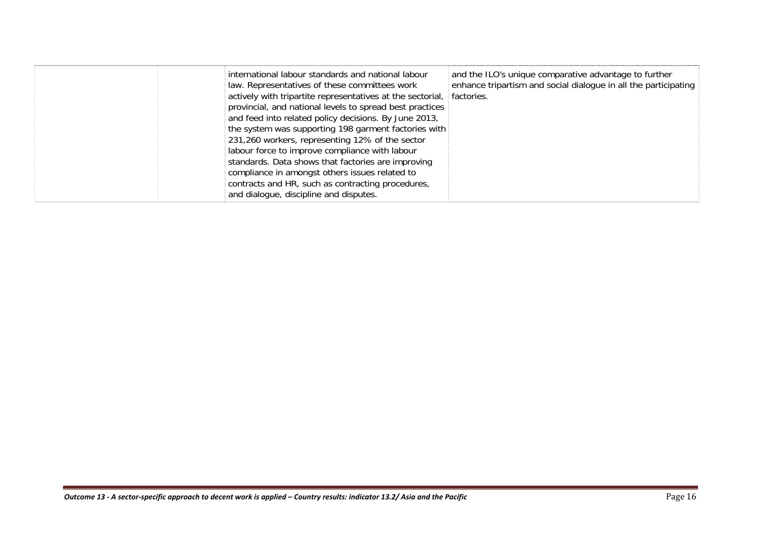|  |  |  |  |
|---|---|---|---|
|  |  | international labour standards and national labour law. Representatives of these committees work actively with tripartite representatives at the sectorial, provincial, and national levels to spread best practices and feed into related policy decisions. By June 2013, the system was supporting 198 garment factories with 231,260 workers, representing 12% of the sector labour force to improve compliance with labour standards. Data shows that factories are improving compliance in amongst others issues related to contracts and HR, such as contracting procedures, and dialogue, discipline and disputes. | and the ILO's unique comparative advantage to further enhance tripartism and social dialogue in all the participating factories. |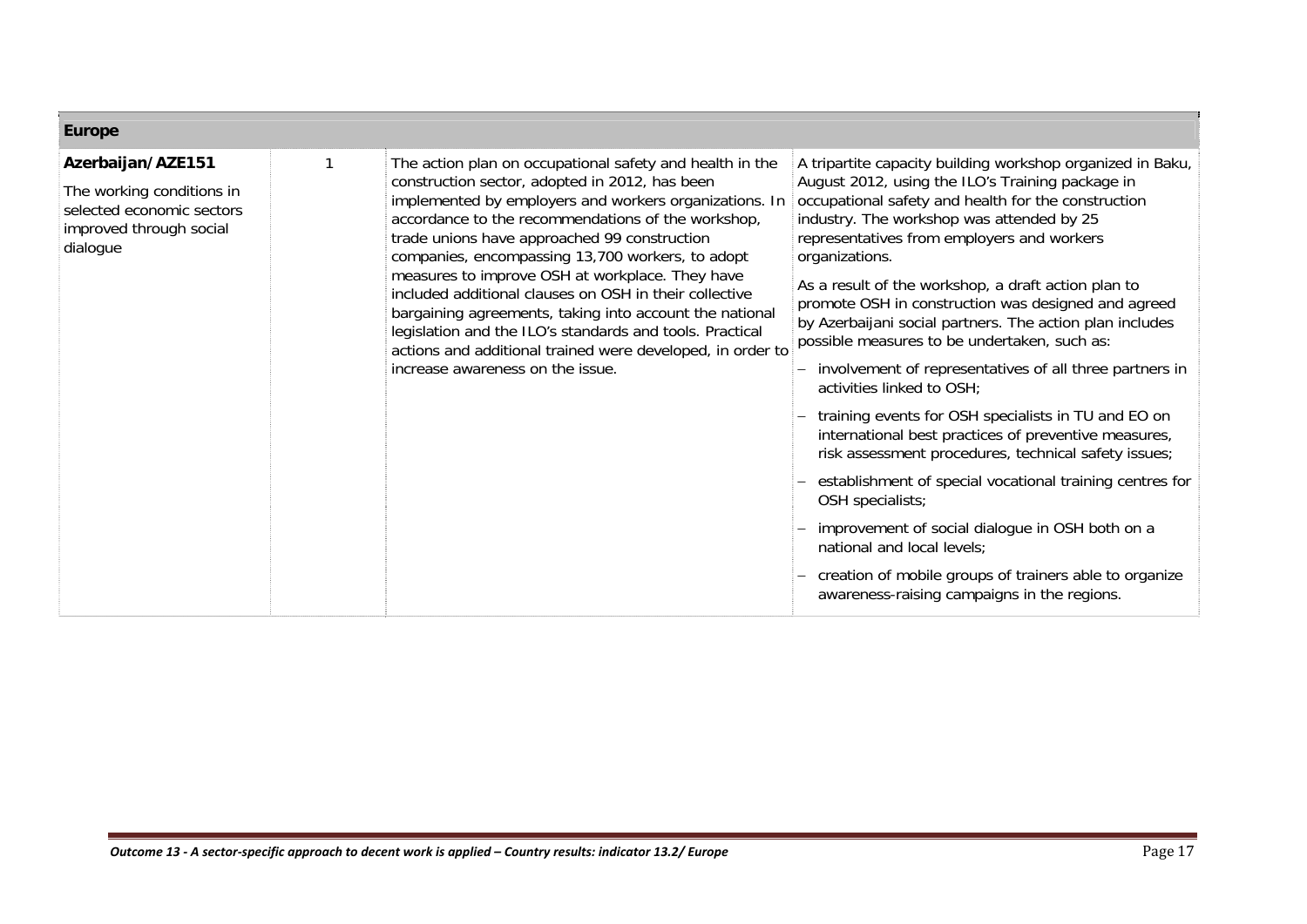| Europe | | | |
|---|---|---|---|
| **Azerbaijan/AZE151**<br><br>The working conditions in selected economic sectors improved through social dialogue | 1 | The action plan on occupational safety and health in the construction sector, adopted in 2012, has been implemented by employers and workers organizations. In accordance to the recommendations of the workshop, trade unions have approached 99 construction companies, encompassing 13,700 workers, to adopt measures to improve OSH at workplace. They have included additional clauses on OSH in their collective bargaining agreements, taking into account the national legislation and the ILO's standards and tools. Practical actions and additional trained were developed, in order to increase awareness on the issue. | A tripartite capacity building workshop organized in Baku, August 2012, using the ILO's Training package in occupational safety and health for the construction industry. The workshop was attended by 25 representatives from employers and workers organizations.<br><br>As a result of the workshop, a draft action plan to promote OSH in construction was designed and agreed by Azerbaijani social partners. The action plan includes possible measures to be undertaken, such as:<br><br>– involvement of representatives of all three partners in activities linked to OSH;<br><br>– training events for OSH specialists in TU and EO on international best practices of preventive measures, risk assessment procedures, technical safety issues;<br><br>– establishment of special vocational training centres for OSH specialists;<br><br>– improvement of social dialogue in OSH both on a national and local levels;<br><br>– creation of mobile groups of trainers able to organize awareness-raising campaigns in the regions. |